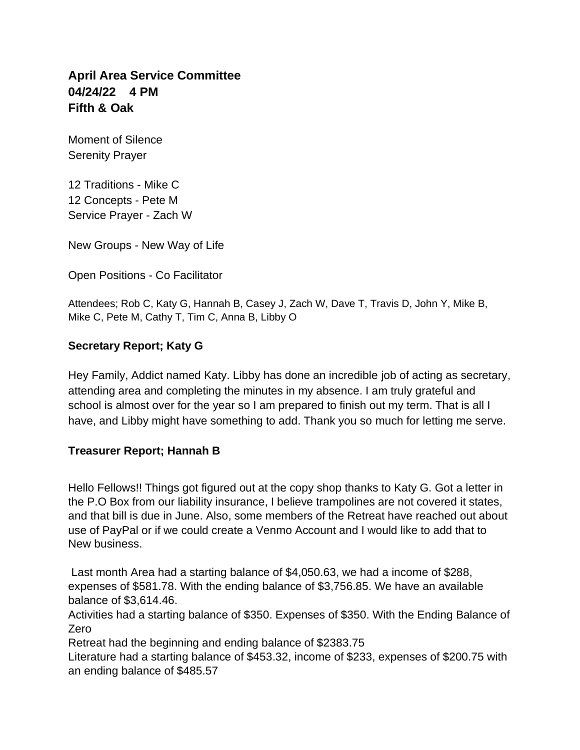**April Area Service Committee**
**04/24/22 4 PM**
**Fifth & Oak**

Moment of Silence
Serenity Prayer

12 Traditions - Mike C
12 Concepts - Pete M
Service Prayer - Zach W

New Groups - New Way of Life

Open Positions - Co Facilitator

Attendees; Rob C, Katy G, Hannah B, Casey J, Zach W, Dave T, Travis D, John Y, Mike B, Mike C, Pete M, Cathy T, Tim C, Anna B, Libby O

**Secretary Report; Katy G**

Hey Family, Addict named Katy. Libby has done an incredible job of acting as secretary, attending area and completing the minutes in my absence. I am truly grateful and school is almost over for the year so I am prepared to finish out my term. That is all I have, and Libby might have something to add. Thank you so much for letting me serve.

**Treasurer Report; Hannah B**

Hello Fellows!! Things got figured out at the copy shop thanks to Katy G. Got a letter in the P.O Box from our liability insurance, I believe trampolines are not covered it states, and that bill is due in June. Also, some members of the Retreat have reached out about use of PayPal or if we could create a Venmo Account and I would like to add that to New business.

Last month Area had a starting balance of $4,050.63, we had a income of $288, expenses of $581.78. With the ending balance of $3,756.85. We have an available balance of $3,614.46.
Activities had a starting balance of $350. Expenses of $350. With the Ending Balance of Zero
Retreat had the beginning and ending balance of $2383.75
Literature had a starting balance of $453.32, income of $233, expenses of $200.75 with an ending balance of $485.57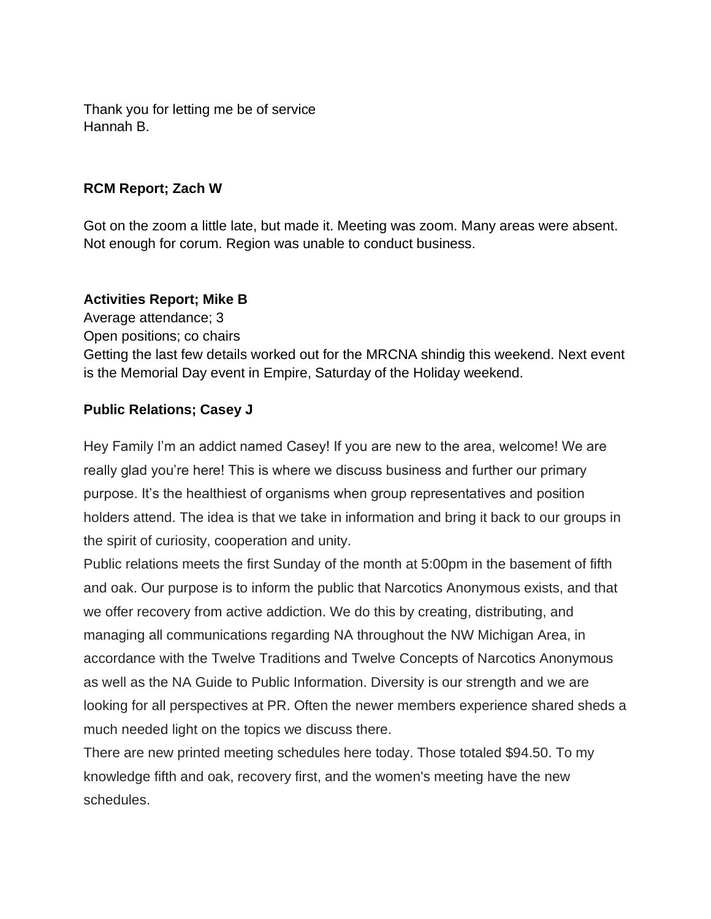Thank you for letting me be of service
Hannah B.

**RCM Report; Zach W**

Got on the zoom a little late, but made it. Meeting was zoom. Many areas were absent. Not enough for corum. Region was unable to conduct business.

**Activities Report; Mike B**
Average attendance; 3
Open positions; co chairs
Getting the last few details worked out for the MRCNA shindig this weekend. Next event is the Memorial Day event in Empire, Saturday of the Holiday weekend.

**Public Relations; Casey J**

Hey Family I'm an addict named Casey! If you are new to the area, welcome! We are really glad you're here! This is where we discuss business and further our primary purpose. It's the healthiest of organisms when group representatives and position holders attend. The idea is that we take in information and bring it back to our groups in the spirit of curiosity, cooperation and unity.
Public relations meets the first Sunday of the month at 5:00pm in the basement of fifth and oak. Our purpose is to inform the public that Narcotics Anonymous exists, and that we offer recovery from active addiction. We do this by creating, distributing, and managing all communications regarding NA throughout the NW Michigan Area, in accordance with the Twelve Traditions and Twelve Concepts of Narcotics Anonymous as well as the NA Guide to Public Information. Diversity is our strength and we are looking for all perspectives at PR. Often the newer members experience shared sheds a much needed light on the topics we discuss there.
There are new printed meeting schedules here today. Those totaled $94.50. To my knowledge fifth and oak, recovery first, and the women's meeting have the new schedules.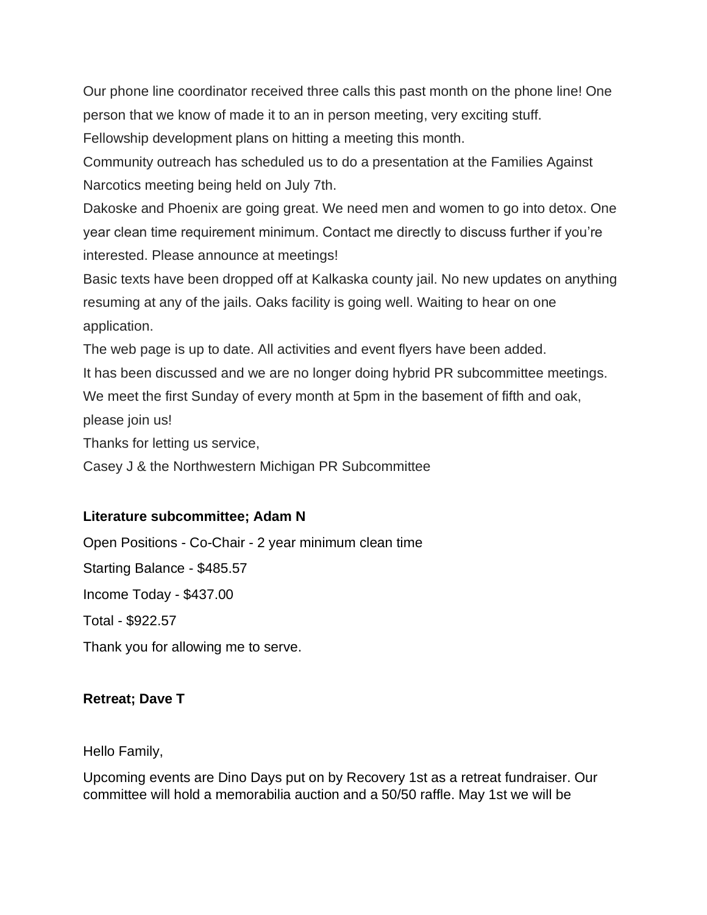Our phone line coordinator received three calls this past month on the phone line! One person that we know of made it to an in person meeting, very exciting stuff.
Fellowship development plans on hitting a meeting this month.
Community outreach has scheduled us to do a presentation at the Families Against Narcotics meeting being held on July 7th.
Dakoske and Phoenix are going great. We need men and women to go into detox. One year clean time requirement minimum. Contact me directly to discuss further if you're interested. Please announce at meetings!
Basic texts have been dropped off at Kalkaska county jail. No new updates on anything resuming at any of the jails. Oaks facility is going well. Waiting to hear on one application.
The web page is up to date. All activities and event flyers have been added.
It has been discussed and we are no longer doing hybrid PR subcommittee meetings. We meet the first Sunday of every month at 5pm in the basement of fifth and oak, please join us!
Thanks for letting us service,
Casey J & the Northwestern Michigan PR Subcommittee

**Literature subcommittee; Adam N**

Open Positions - Co-Chair - 2 year minimum clean time

Starting Balance - $485.57

Income Today - $437.00

Total - $922.57

Thank you for allowing me to serve.

**Retreat; Dave T**

Hello Family,

Upcoming events are Dino Days put on by Recovery 1st as a retreat fundraiser. Our committee will hold a memorabilia auction and a 50/50 raffle. May 1st we will be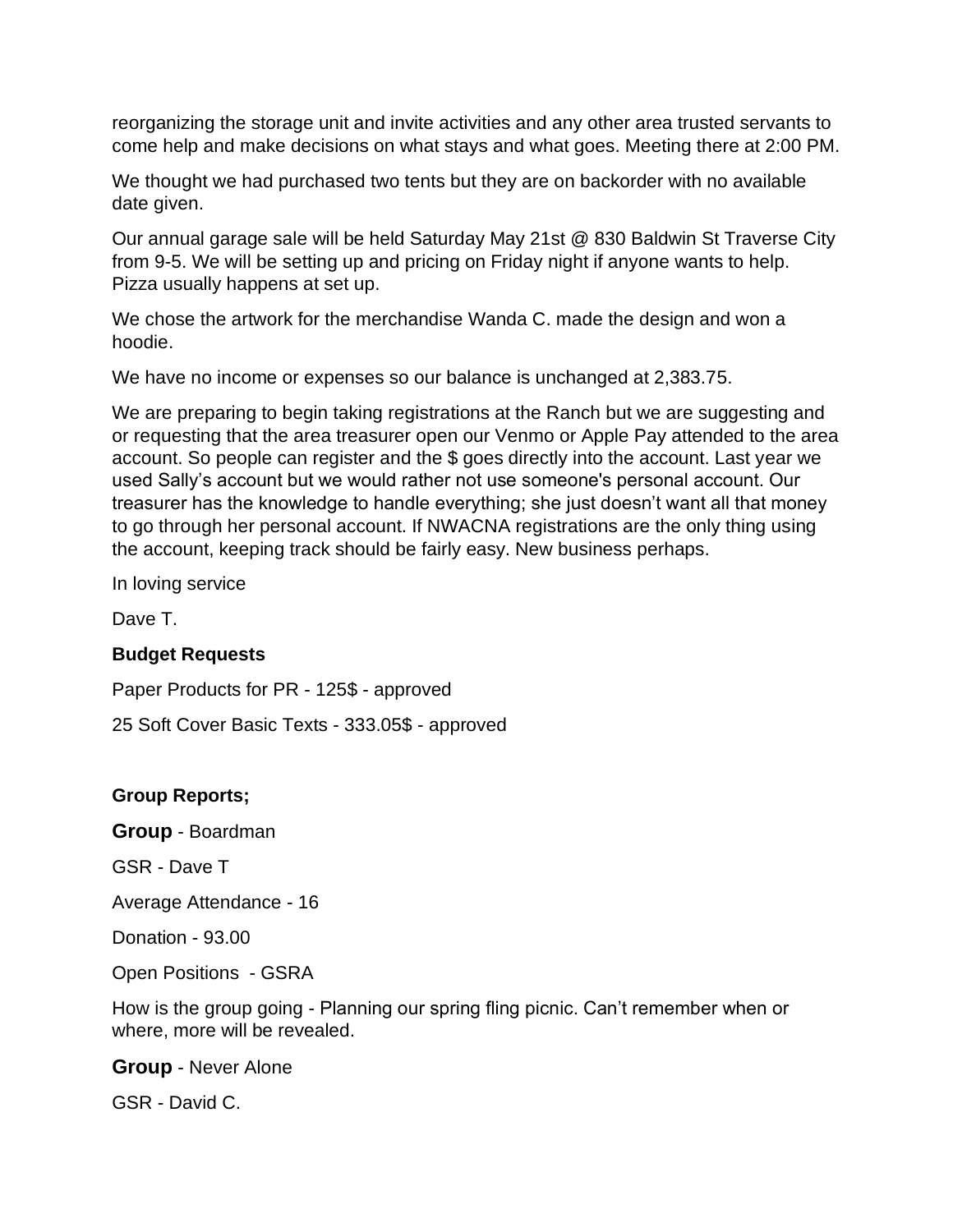reorganizing the storage unit and invite activities and any other area trusted servants to come help and make decisions on what stays and what goes. Meeting there at 2:00 PM.

We thought we had purchased two tents but they are on backorder with no available date given.

Our annual garage sale will be held Saturday May 21st @ 830 Baldwin St Traverse City from 9-5. We will be setting up and pricing on Friday night if anyone wants to help. Pizza usually happens at set up.

We chose the artwork for the merchandise Wanda C. made the design and won a hoodie.

We have no income or expenses so our balance is unchanged at 2,383.75.

We are preparing to begin taking registrations at the Ranch but we are suggesting and or requesting that the area treasurer open our Venmo or Apple Pay attended to the area account. So people can register and the $ goes directly into the account. Last year we used Sally's account but we would rather not use someone's personal account. Our treasurer has the knowledge to handle everything; she just doesn't want all that money to go through her personal account. If NWACNA registrations are the only thing using the account, keeping track should be fairly easy. New business perhaps.

In loving service

Dave T.

**Budget Requests**

Paper Products for PR - 125$ - approved

25 Soft Cover Basic Texts - 333.05$ - approved

**Group Reports;**

**Group** - Boardman

GSR - Dave T

Average Attendance - 16

Donation - 93.00

Open Positions - GSRA

How is the group going - Planning our spring fling picnic. Can't remember when or where, more will be revealed.

**Group** - Never Alone

GSR - David C.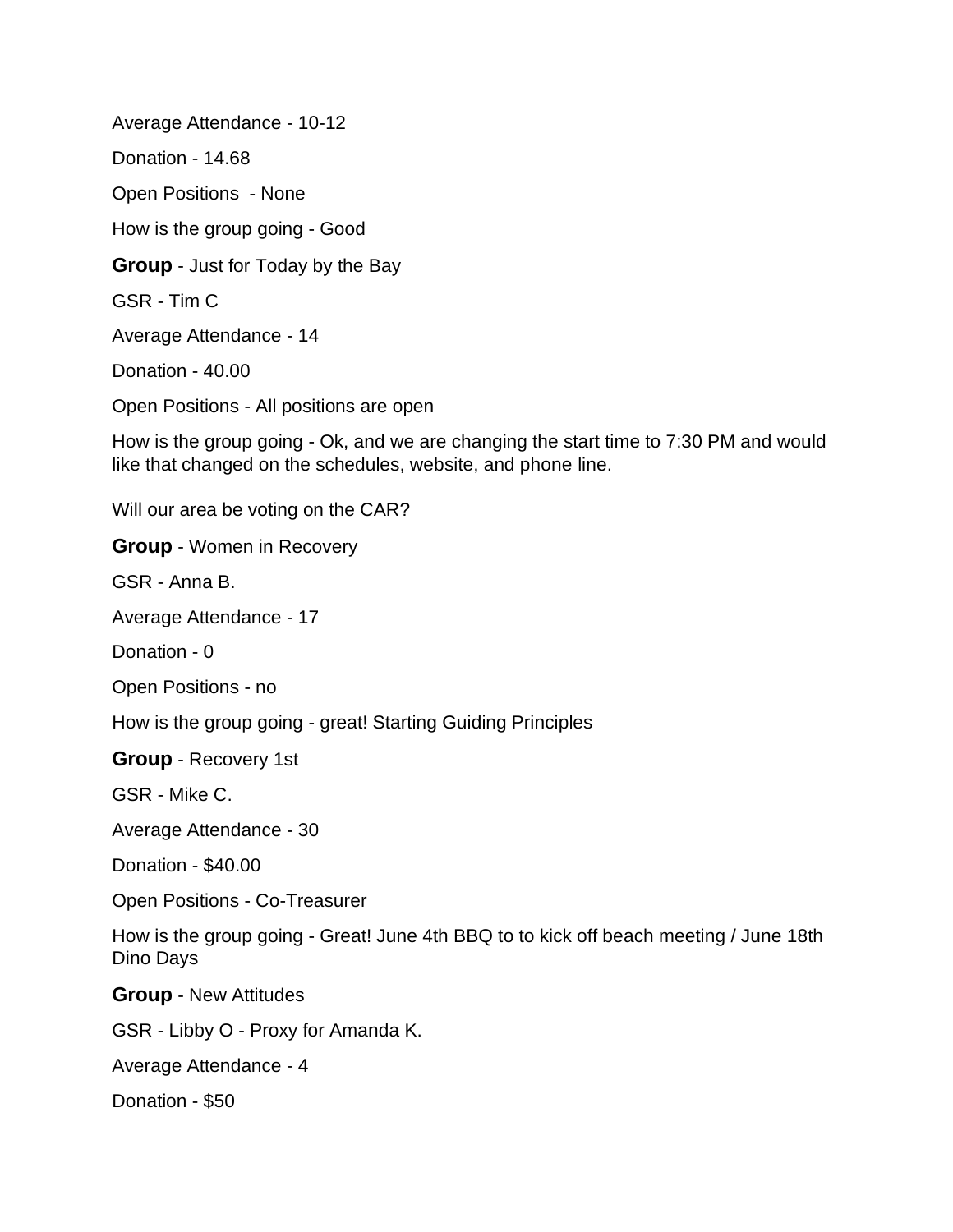Average Attendance - 10-12

Donation - 14.68

Open Positions  - None

How is the group going - Good

**Group** - Just for Today by the Bay

GSR - Tim C

Average Attendance - 14

Donation - 40.00

Open Positions - All positions are open

How is the group going - Ok, and we are changing the start time to 7:30 PM and would like that changed on the schedules, website, and phone line.

Will our area be voting on the CAR?

**Group** - Women in Recovery

GSR - Anna B.

Average Attendance - 17

Donation - 0

Open Positions - no

How is the group going - great! Starting Guiding Principles

**Group** - Recovery 1st

GSR - Mike C.

Average Attendance - 30

Donation - $40.00

Open Positions - Co-Treasurer

How is the group going - Great! June 4th BBQ to to kick off beach meeting / June 18th Dino Days

**Group** - New Attitudes

GSR - Libby O - Proxy for Amanda K.

Average Attendance - 4

Donation - $50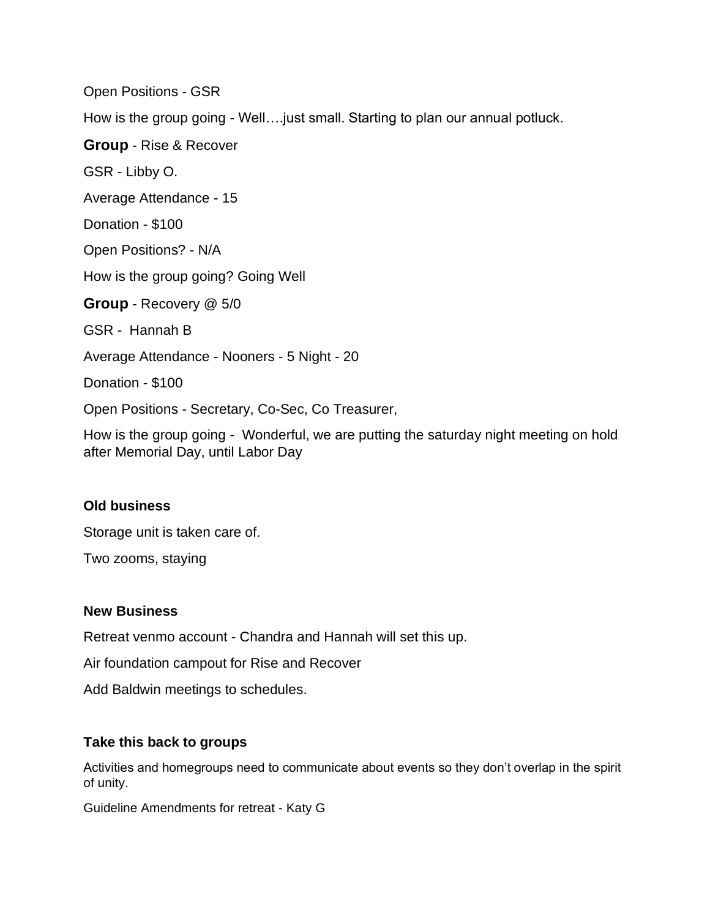Open Positions - GSR

How is the group going - Well….just small. Starting to plan our annual potluck.

**Group** - Rise & Recover

GSR - Libby O.

Average Attendance - 15

Donation - $100

Open Positions? - N/A

How is the group going? Going Well

**Group** - Recovery @ 5/0

GSR - Hannah B

Average Attendance - Nooners - 5 Night - 20

Donation - $100

Open Positions - Secretary, Co-Sec, Co Treasurer,

How is the group going - Wonderful, we are putting the saturday night meeting on hold after Memorial Day, until Labor Day

**Old business**

Storage unit is taken care of.

Two zooms, staying

**New Business**

Retreat venmo account - Chandra and Hannah will set this up.

Air foundation campout for Rise and Recover

Add Baldwin meetings to schedules.

**Take this back to groups**

Activities and homegroups need to communicate about events so they don't overlap in the spirit of unity.

Guideline Amendments for retreat - Katy G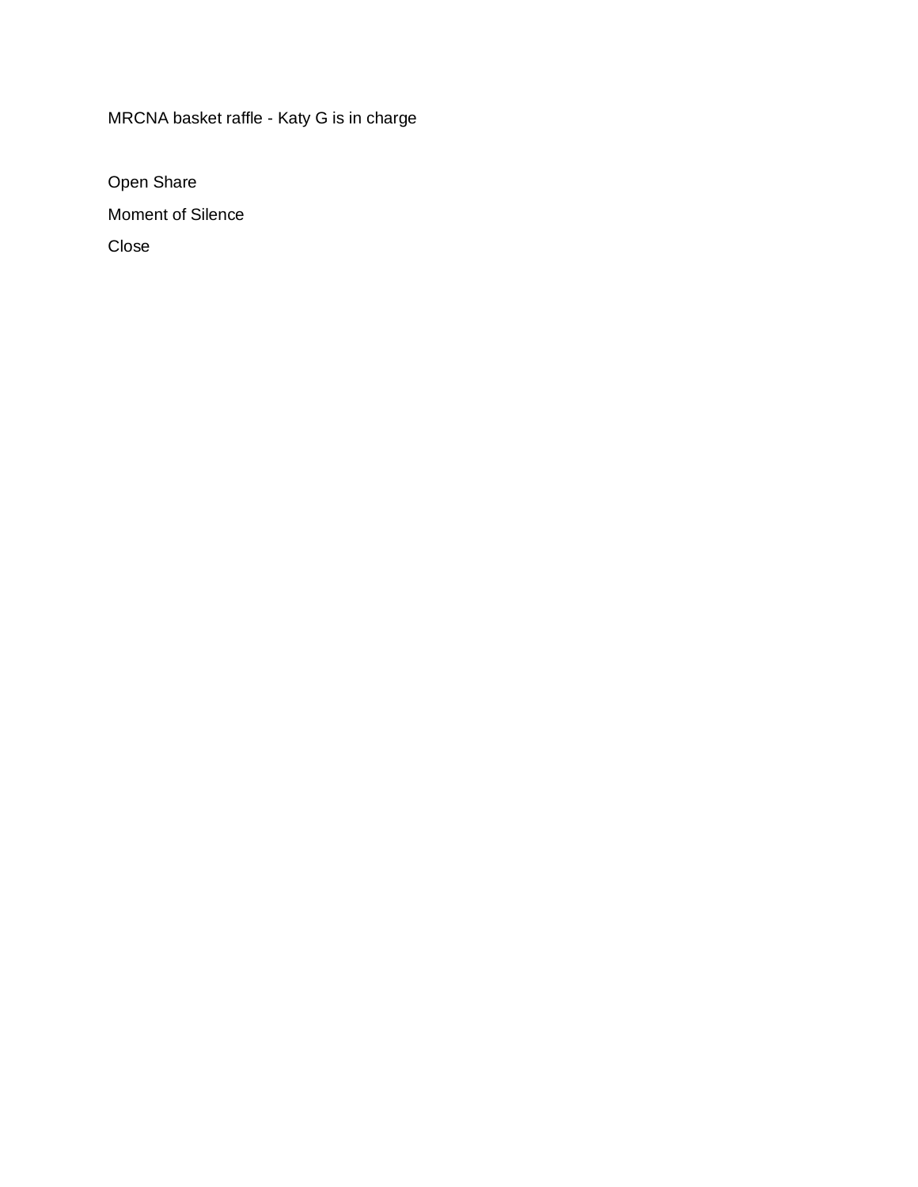MRCNA basket raffle - Katy G is in charge

Open Share

Moment of Silence

Close